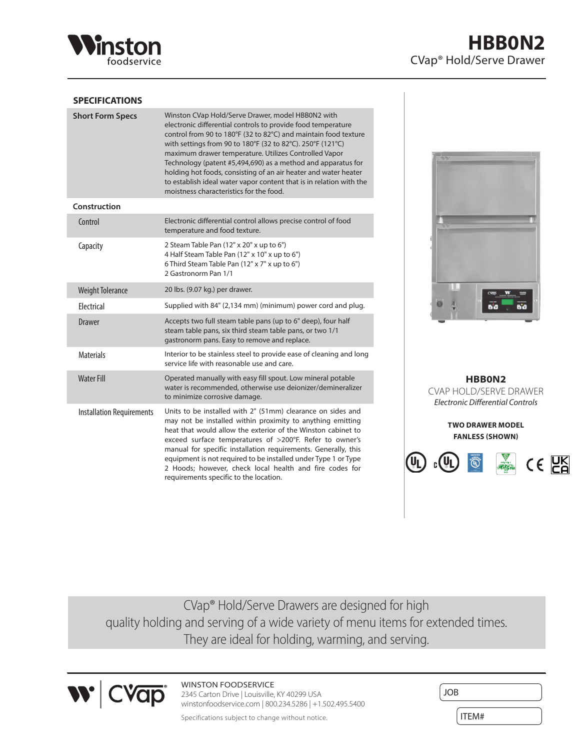# HBB0N2

CVap® Hold/Serve Drawer

## SPECIFICATIONS

| | |
|---|---|
| **Short Form Specs** | Winston CVap Hold/Serve Drawer, model HBB0N2 with electronic differential controls to provide food temperature control from 90 to 180°F (32 to 82°C) and maintain food texture with settings from 90 to 180°F (32 to 82°C). 250°F (121°C) maximum drawer temperature. Utilizes Controlled Vapor Technology (patent #5,494,690) as a method and apparatus for holding hot foods, consisting of an air heater and water heater to establish ideal water vapor content that is in relation with the moistness characteristics for the food. |
| **Construction** | |
| Control | Electronic differential control allows precise control of food temperature and food texture. |
| Capacity | 2 Steam Table Pan (12" x 20" x up to 6")<br>4 Half Steam Table Pan (12" x 10" x up to 6")<br>6 Third Steam Table Pan (12" x 7" x up to 6")<br>2 Gastronorm Pan 1/1 |
| Weight Tolerance | 20 lbs. (9.07 kg.) per drawer. |
| Electrical | Supplied with 84" (2,134 mm) (minimum) power cord and plug. |
| Drawer | Accepts two full steam table pans (up to 6" deep), four half steam table pans, six third steam table pans, or two 1/1 gastronorm pans. Easy to remove and replace. |
| Materials | Interior to be stainless steel to provide ease of cleaning and long service life with reasonable use and care. |
| Water Fill | Operated manually with easy fill spout. Low mineral potable water is recommended, otherwise use deionizer/demineralizer to minimize corrosive damage. |
| Installation Requirements | Units to be installed with 2" (51mm) clearance on sides and may not be installed within proximity to anything emitting heat that would allow the exterior of the Winston cabinet to exceed surface temperatures of >200°F. Refer to owner's manual for specific installation requirements. Generally, this equipment is not required to be installed under Type 1 or Type 2 Hoods; however, check local health and fire codes for requirements specific to the location. |

**HBB0N2**

CVAP HOLD/SERVE DRAWER

*Electronic Differential Controls*

**TWO DRAWER MODEL**
**FANLESS (SHOWN)**

CVap® Hold/Serve Drawers are designed for high quality holding and serving of a wide variety of menu items for extended times. They are ideal for holding, warming, and serving.

WINSTON FOODSERVICE
2345 Carton Drive | Louisville, KY 40299 USA
winstonfoodservice.com | 800.234.5286 | +1.502.495.5400

Specifications subject to change without notice.

JOB

ITEM#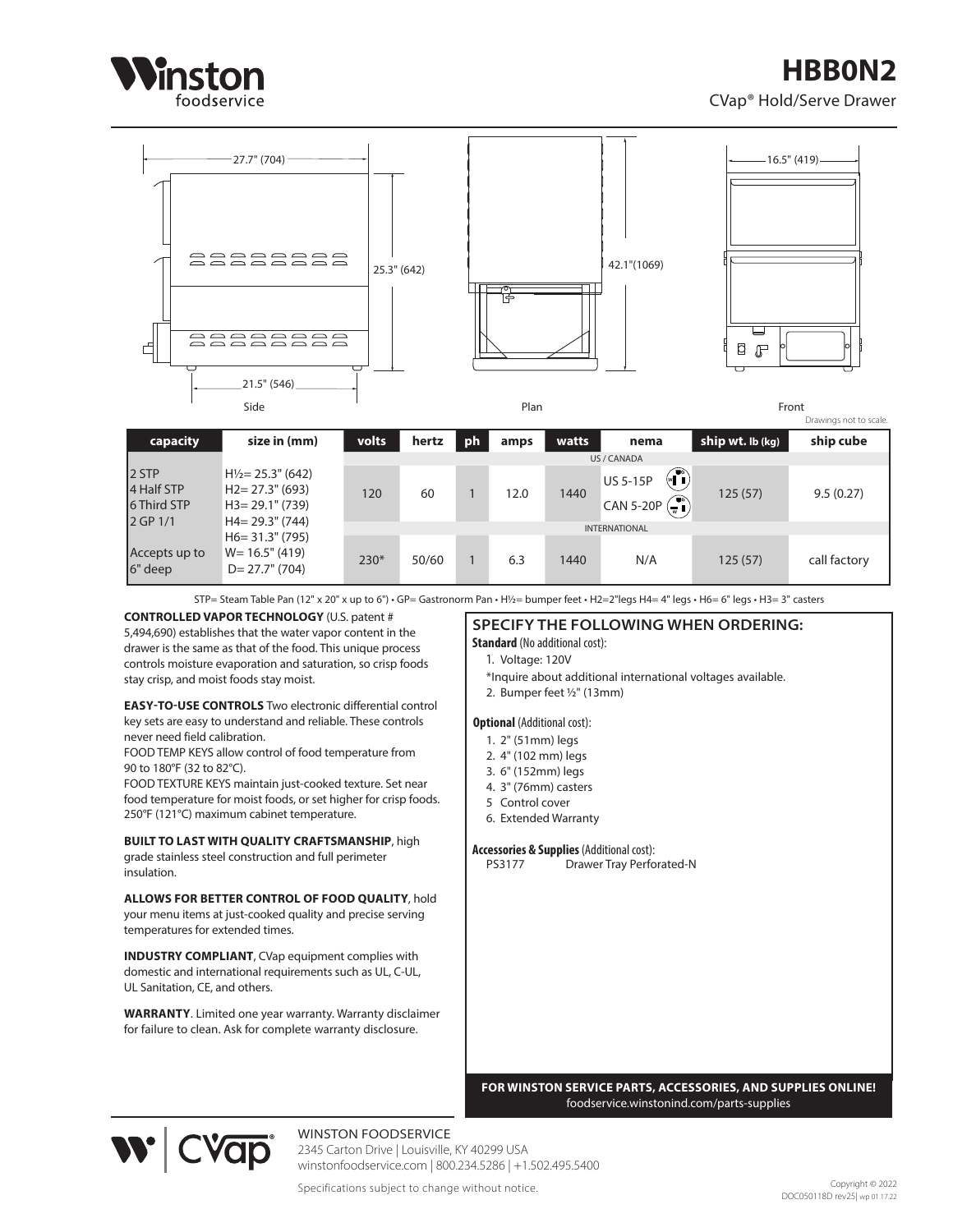# HBB0N2

CVap® Hold/Serve Drawer

27.7" (704)

25.3" (642)

21.5" (546)

Side

42.1"(1069)

Plan

16.5" (419)

Front

Drawings not to scale.

| capacity | size in (mm) | volts | hertz | ph | amps | watts | nema | ship wt. lb (kg) | ship cube |
|---|---|---|---|---|---|---|---|---|---|
| 2 STP<br>4 Half STP<br>6 Third STP<br>2 GP 1/1<br><br>Accepts up to 6" deep | H½= 25.3" (642)<br>H2= 27.3" (693)<br>H3= 29.1" (739)<br>H4= 29.3" (744)<br>H6= 31.3" (795)<br>W= 16.5" (419)<br>D= 27.7" (704) | US / CANADA | | | | | | | |
| | | 120 | 60 | 1 | 12.0 | 1440 | US 5-15P<br>CAN 5-20P | 125 (57) | 9.5 (0.27) |
| | | INTERNATIONAL | | | | | | | |
| | | 230* | 50/60 | 1 | 6.3 | 1440 | N/A | 125 (57) | call factory |

STP= Steam Table Pan (12" x 20" x up to 6") • GP= Gastronorm Pan • H½= bumper feet • H2=2"legs H4= 4" legs • H6= 6" legs • H3= 3" casters

**CONTROLLED VAPOR TECHNOLOGY** (U.S. patent # 5,494,690) establishes that the water vapor content in the drawer is the same as that of the food. This unique process controls moisture evaporation and saturation, so crisp foods stay crisp, and moist foods stay moist.

**EASY-TO-USE CONTROLS** Two electronic differential control key sets are easy to understand and reliable. These controls never need field calibration.

FOOD TEMP KEYS allow control of food temperature from 90 to 180°F (32 to 82°C).

FOOD TEXTURE KEYS maintain just-cooked texture. Set near food temperature for moist foods, or set higher for crisp foods. 250°F (121°C) maximum cabinet temperature.

**BUILT TO LAST WITH QUALITY CRAFTSMANSHIP**, high grade stainless steel construction and full perimeter insulation.

**ALLOWS FOR BETTER CONTROL OF FOOD QUALITY**, hold your menu items at just-cooked quality and precise serving temperatures for extended times.

**INDUSTRY COMPLIANT**, CVap equipment complies with domestic and international requirements such as UL, C-UL, UL Sanitation, CE, and others.

**WARRANTY**. Limited one year warranty. Warranty disclaimer for failure to clean. Ask for complete warranty disclosure.

## SPECIFY THE FOLLOWING WHEN ORDERING:

**Standard** (No additional cost):

1. Voltage: 120V

   *Inquire about additional international voltages available.

2. Bumper feet ½" (13mm)

**Optional** (Additional cost):

1. 2" (51mm) legs
2. 4" (102 mm) legs
3. 6" (152mm) legs
4. 3" (76mm) casters
5. Control cover
6. Extended Warranty

**Accessories & Supplies** (Additional cost):

PS3177 Drawer Tray Perforated-N

**FOR WINSTON SERVICE PARTS, ACCESSORIES, AND SUPPLIES ONLINE!**
foodservice.winstonind.com/parts-supplies

WINSTON FOODSERVICE
2345 Carton Drive | Louisville, KY 40299 USA
winstonfoodservice.com | 800.234.5286 | +1.502.495.5400

Specifications subject to change without notice.

Copyright © 2022
DOC050118D rev25| wp 01.17.22